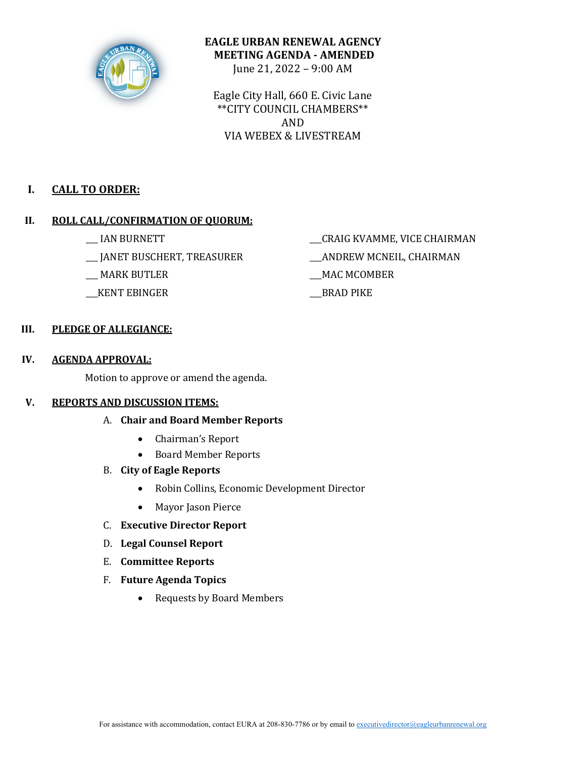# EAGLE URBAN RENEWAL AGENCY
## MEETING AGENDA - AMENDED

June 21, 2022 – 9:00 AM

Eagle City Hall, 660 E. Civic Lane
**CITY COUNCIL CHAMBERS**
AND
VIA WEBEX & LIVESTREAM

## I. CALL TO ORDER:

## II. ROLL CALL/CONFIRMATION OF QUORUM:

___ IAN BURNETT
___ JANET BUSCHERT, TREASURER
___ MARK BUTLER
___KENT EBINGER
___CRAIG KVAMME, VICE CHAIRMAN
___ANDREW MCNEIL, CHAIRMAN
___MAC MCOMBER
___BRAD PIKE

## III. PLEDGE OF ALLEGIANCE:

## IV. AGENDA APPROVAL:

Motion to approve or amend the agenda.

## V. REPORTS AND DISCUSSION ITEMS:

A. **Chair and Board Member Reports**
- Chairman's Report
- Board Member Reports

B. **City of Eagle Reports**
- Robin Collins, Economic Development Director
- Mayor Jason Pierce

C. **Executive Director Report**

D. **Legal Counsel Report**

E. **Committee Reports**

F. **Future Agenda Topics**
- Requests by Board Members

For assistance with accommodation, contact EURA at 208-830-7786 or by email to executivedirector@eagleurbanrenewal.org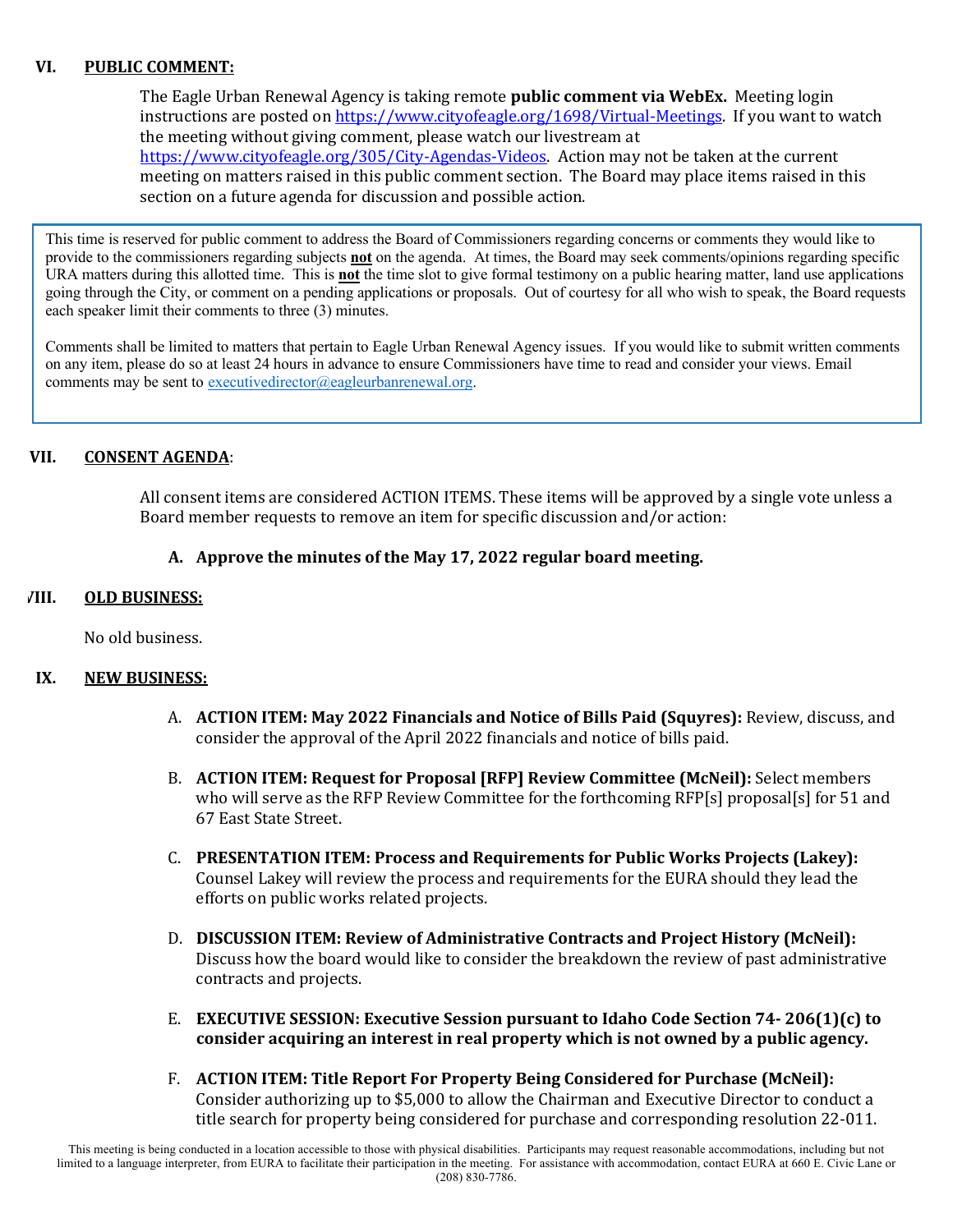## VI. PUBLIC COMMENT:

The Eagle Urban Renewal Agency is taking remote **public comment via WebEx.** Meeting login instructions are posted on https://www.cityofeagle.org/1698/Virtual-Meetings. If you want to watch the meeting without giving comment, please watch our livestream at https://www.cityofeagle.org/305/City-Agendas-Videos. Action may not be taken at the current meeting on matters raised in this public comment section. The Board may place items raised in this section on a future agenda for discussion and possible action.

> This time is reserved for public comment to address the Board of Commissioners regarding concerns or comments they would like to provide to the commissioners regarding subjects **not** on the agenda. At times, the Board may seek comments/opinions regarding specific URA matters during this allotted time. This is **not** the time slot to give formal testimony on a public hearing matter, land use applications going through the City, or comment on a pending applications or proposals. Out of courtesy for all who wish to speak, the Board requests each speaker limit their comments to three (3) minutes.
>
> Comments shall be limited to matters that pertain to Eagle Urban Renewal Agency issues. If you would like to submit written comments on any item, please do so at least 24 hours in advance to ensure Commissioners have time to read and consider your views. Email comments may be sent to executivedirector@eagleurbanrenewal.org.

## VII. CONSENT AGENDA:

All consent items are considered ACTION ITEMS. These items will be approved by a single vote unless a Board member requests to remove an item for specific discussion and/or action:

**A. Approve the minutes of the May 17, 2022 regular board meeting.**

## VIII. OLD BUSINESS:

No old business.

## IX. NEW BUSINESS:

A. **ACTION ITEM: May 2022 Financials and Notice of Bills Paid (Squyres):** Review, discuss, and consider the approval of the April 2022 financials and notice of bills paid.

B. **ACTION ITEM: Request for Proposal [RFP] Review Committee (McNeil):** Select members who will serve as the RFP Review Committee for the forthcoming RFP[s] proposal[s] for 51 and 67 East State Street.

C. **PRESENTATION ITEM: Process and Requirements for Public Works Projects (Lakey):** Counsel Lakey will review the process and requirements for the EURA should they lead the efforts on public works related projects.

D. **DISCUSSION ITEM: Review of Administrative Contracts and Project History (McNeil):** Discuss how the board would like to consider the breakdown the review of past administrative contracts and projects.

E. **EXECUTIVE SESSION: Executive Session pursuant to Idaho Code Section 74- 206(1)(c) to consider acquiring an interest in real property which is not owned by a public agency.**

F. **ACTION ITEM: Title Report For Property Being Considered for Purchase (McNeil):** Consider authorizing up to $5,000 to allow the Chairman and Executive Director to conduct a title search for property being considered for purchase and corresponding resolution 22-011.

This meeting is being conducted in a location accessible to those with physical disabilities. Participants may request reasonable accommodations, including but not limited to a language interpreter, from EURA to facilitate their participation in the meeting. For assistance with accommodation, contact EURA at 660 E. Civic Lane or (208) 830-7786.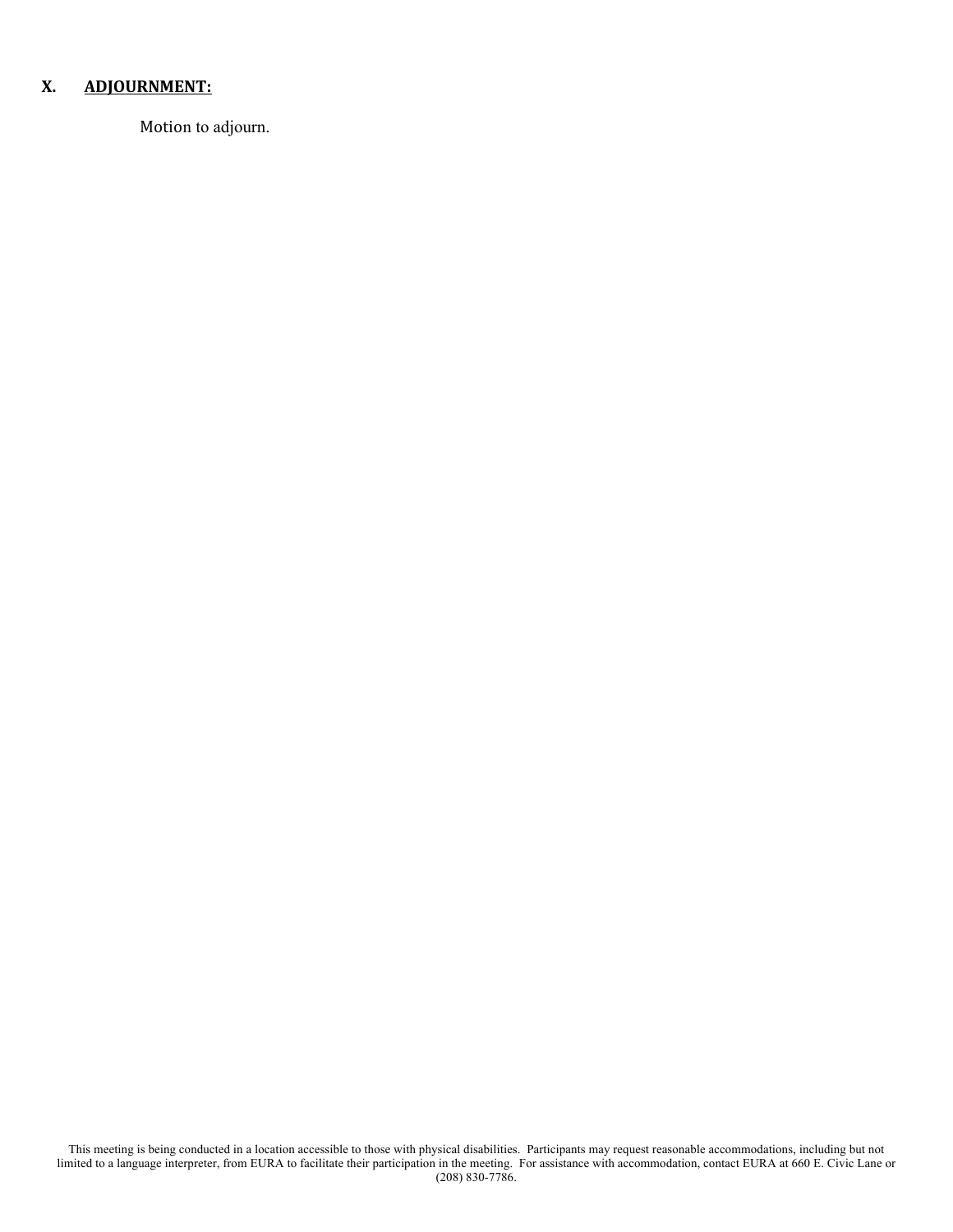## X. <u>ADJOURNMENT:</u>

Motion to adjourn.

This meeting is being conducted in a location accessible to those with physical disabilities. Participants may request reasonable accommodations, including but not limited to a language interpreter, from EURA to facilitate their participation in the meeting. For assistance with accommodation, contact EURA at 660 E. Civic Lane or (208) 830-7786.